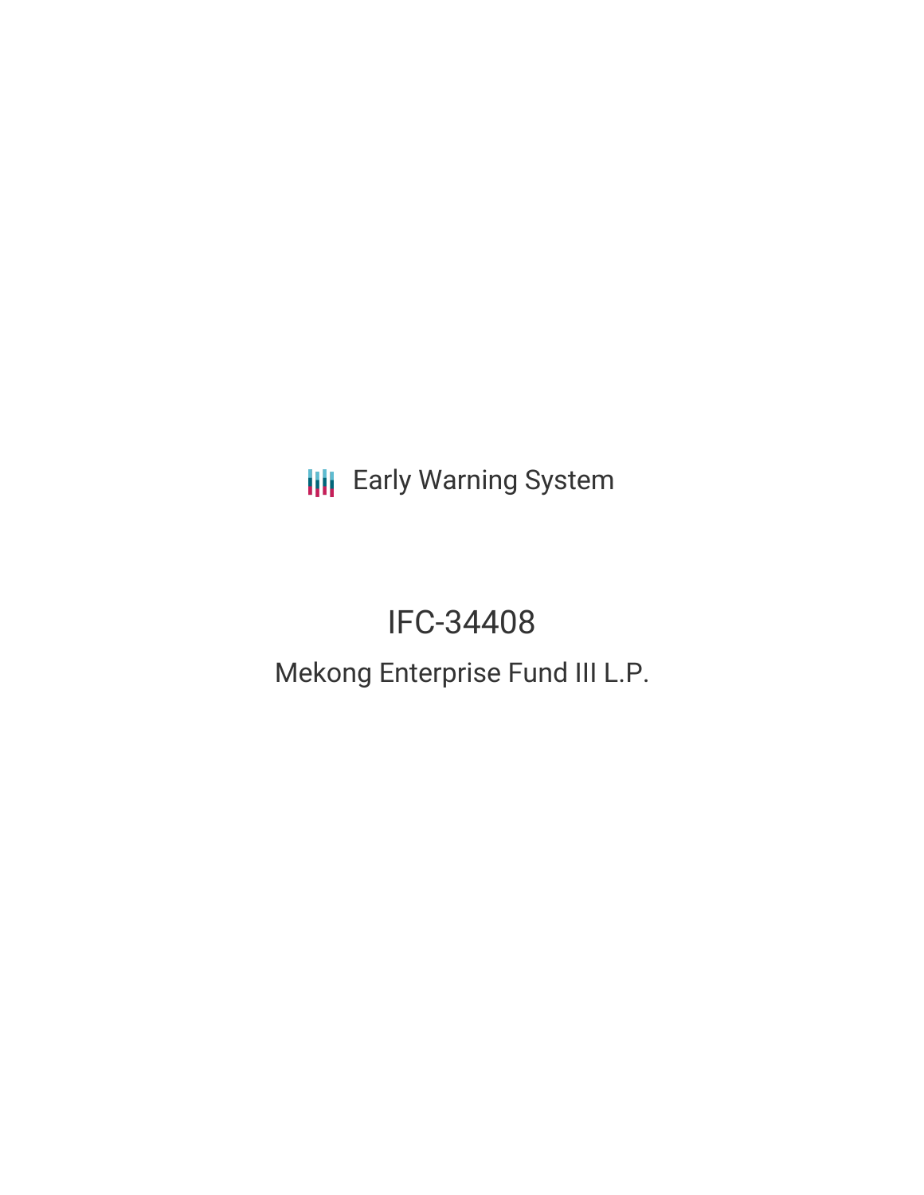Early Warning System

# IFC-34408

## Mekong Enterprise Fund III L.P.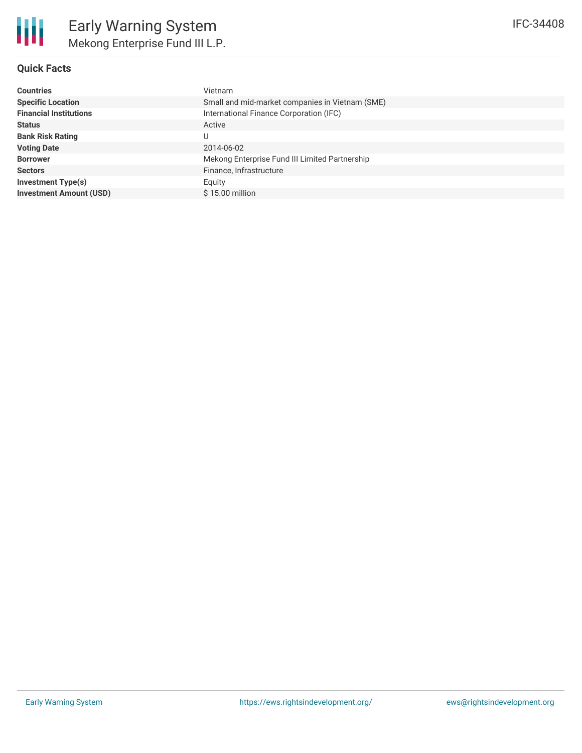# Early Warning System

## Mekong Enterprise Fund III L.P.

IFC-34408

### Quick Facts

| | |
|---|---|
| **Countries** | Vietnam |
| **Specific Location** | Small and mid-market companies in Vietnam (SME) |
| **Financial Institutions** | International Finance Corporation (IFC) |
| **Status** | Active |
| **Bank Risk Rating** | U |
| **Voting Date** | 2014-06-02 |
| **Borrower** | Mekong Enterprise Fund III Limited Partnership |
| **Sectors** | Finance, Infrastructure |
| **Investment Type(s)** | Equity |
| **Investment Amount (USD)** | $ 15.00 million |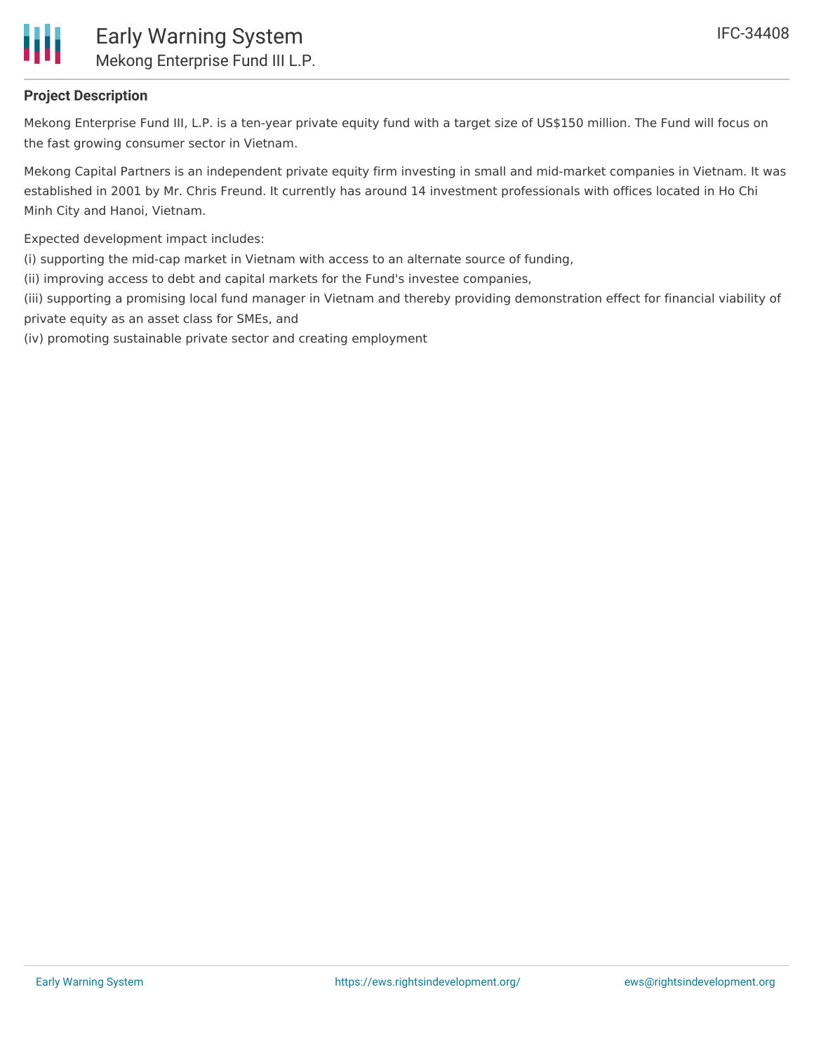**Project Description**

Mekong Enterprise Fund III, L.P. is a ten-year private equity fund with a target size of US$150 million. The Fund will focus on the fast growing consumer sector in Vietnam.

Mekong Capital Partners is an independent private equity firm investing in small and mid-market companies in Vietnam. It was established in 2001 by Mr. Chris Freund. It currently has around 14 investment professionals with offices located in Ho Chi Minh City and Hanoi, Vietnam.

Expected development impact includes:
(i) supporting the mid-cap market in Vietnam with access to an alternate source of funding,
(ii) improving access to debt and capital markets for the Fund's investee companies,
(iii) supporting a promising local fund manager in Vietnam and thereby providing demonstration effect for financial viability of private equity as an asset class for SMEs, and
(iv) promoting sustainable private sector and creating employment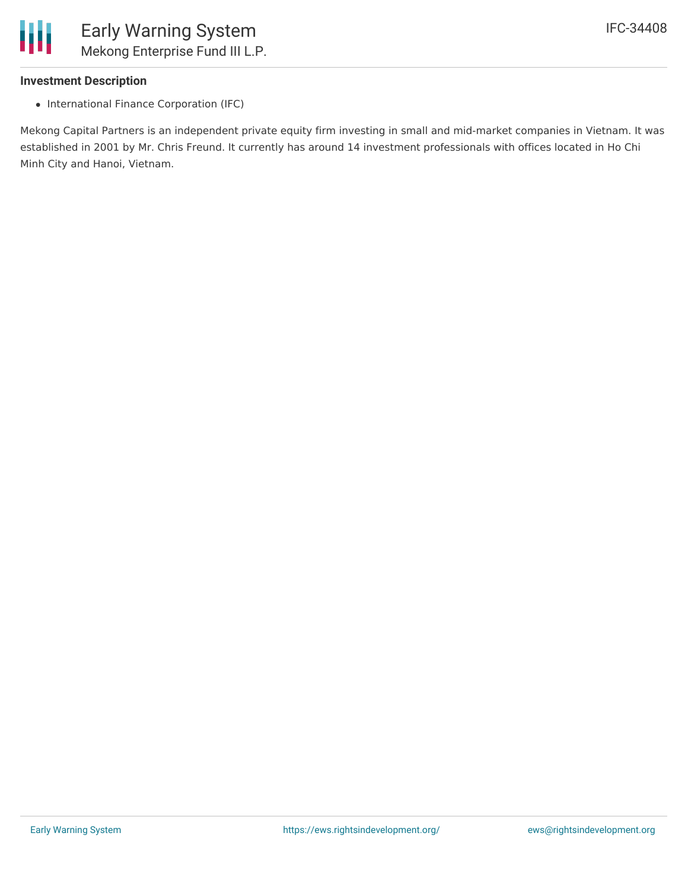**Investment Description**

- International Finance Corporation (IFC)

Mekong Capital Partners is an independent private equity firm investing in small and mid-market companies in Vietnam. It was established in 2001 by Mr. Chris Freund. It currently has around 14 investment professionals with offices located in Ho Chi Minh City and Hanoi, Vietnam.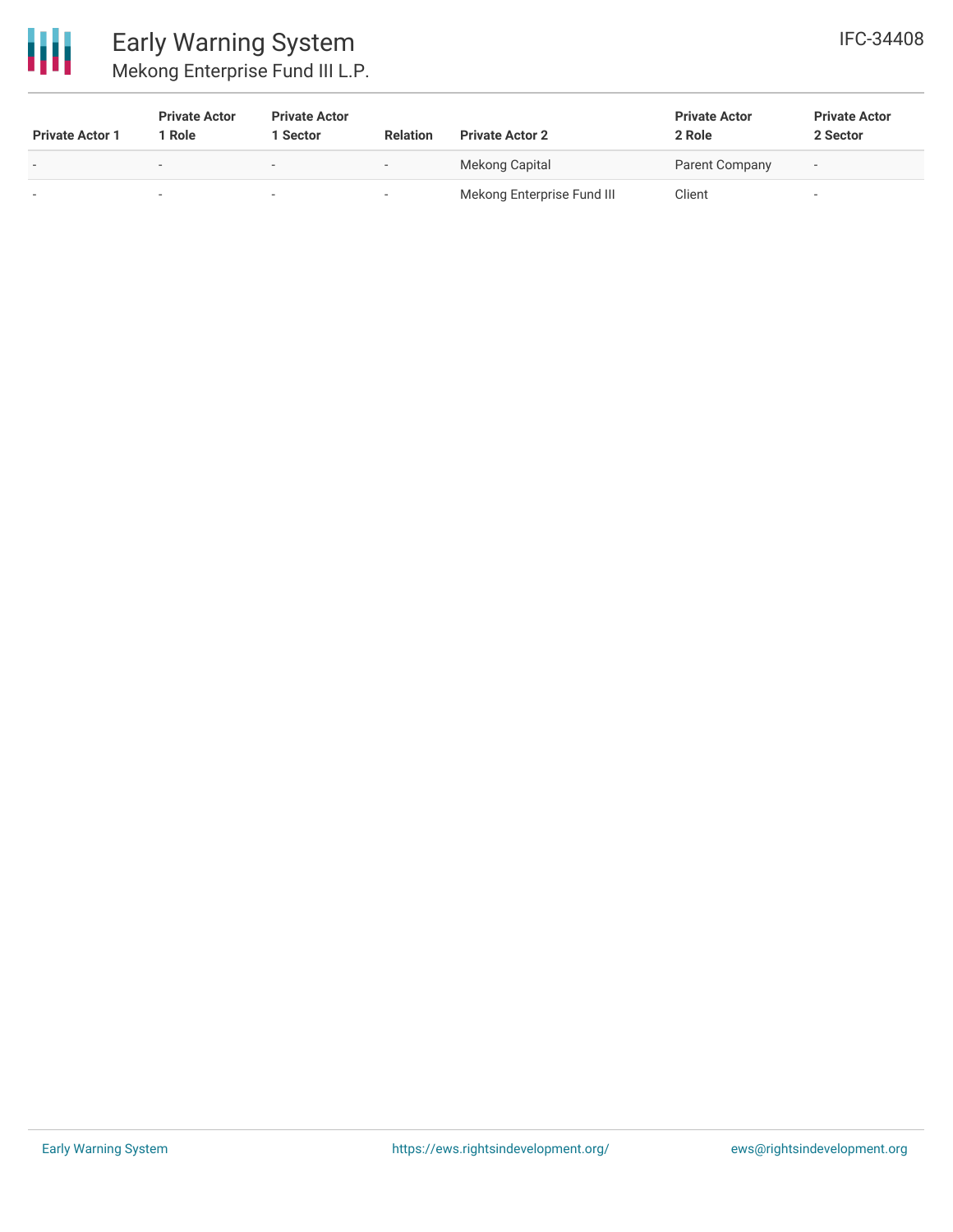| Private Actor 1 | Private Actor 1 Role | Private Actor 1 Sector | Relation | Private Actor 2 | Private Actor 2 Role | Private Actor 2 Sector |
|---|---|---|---|---|---|---|
| - | - | - | - | Mekong Capital | Parent Company | - |
| - | - | - | - | Mekong Enterprise Fund III | Client | - |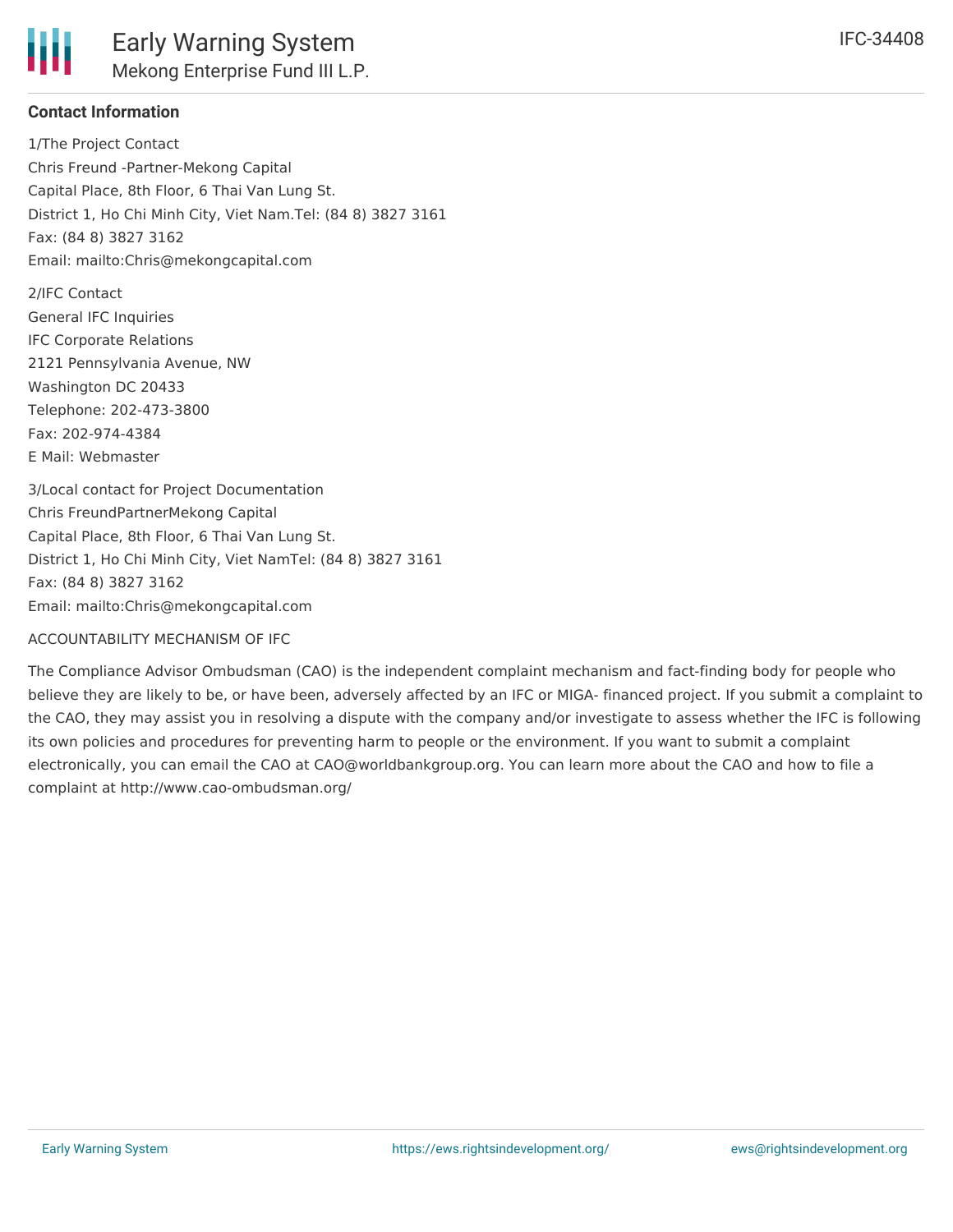### Contact Information

1/The Project Contact
Chris Freund -Partner-Mekong Capital
Capital Place, 8th Floor, 6 Thai Van Lung St.
District 1, Ho Chi Minh City, Viet Nam.Tel: (84 8) 3827 3161
Fax: (84 8) 3827 3162
Email: mailto:Chris@mekongcapital.com

2/IFC Contact
General IFC Inquiries
IFC Corporate Relations
2121 Pennsylvania Avenue, NW
Washington DC 20433
Telephone: 202-473-3800
Fax: 202-974-4384
E Mail: Webmaster

3/Local contact for Project Documentation
Chris FreundPartnerMekong Capital
Capital Place, 8th Floor, 6 Thai Van Lung St.
District 1, Ho Chi Minh City, Viet NamTel: (84 8) 3827 3161
Fax: (84 8) 3827 3162
Email: mailto:Chris@mekongcapital.com

ACCOUNTABILITY MECHANISM OF IFC

The Compliance Advisor Ombudsman (CAO) is the independent complaint mechanism and fact-finding body for people who believe they are likely to be, or have been, adversely affected by an IFC or MIGA- financed project. If you submit a complaint to the CAO, they may assist you in resolving a dispute with the company and/or investigate to assess whether the IFC is following its own policies and procedures for preventing harm to people or the environment. If you want to submit a complaint electronically, you can email the CAO at CAO@worldbankgroup.org. You can learn more about the CAO and how to file a complaint at http://www.cao-ombudsman.org/